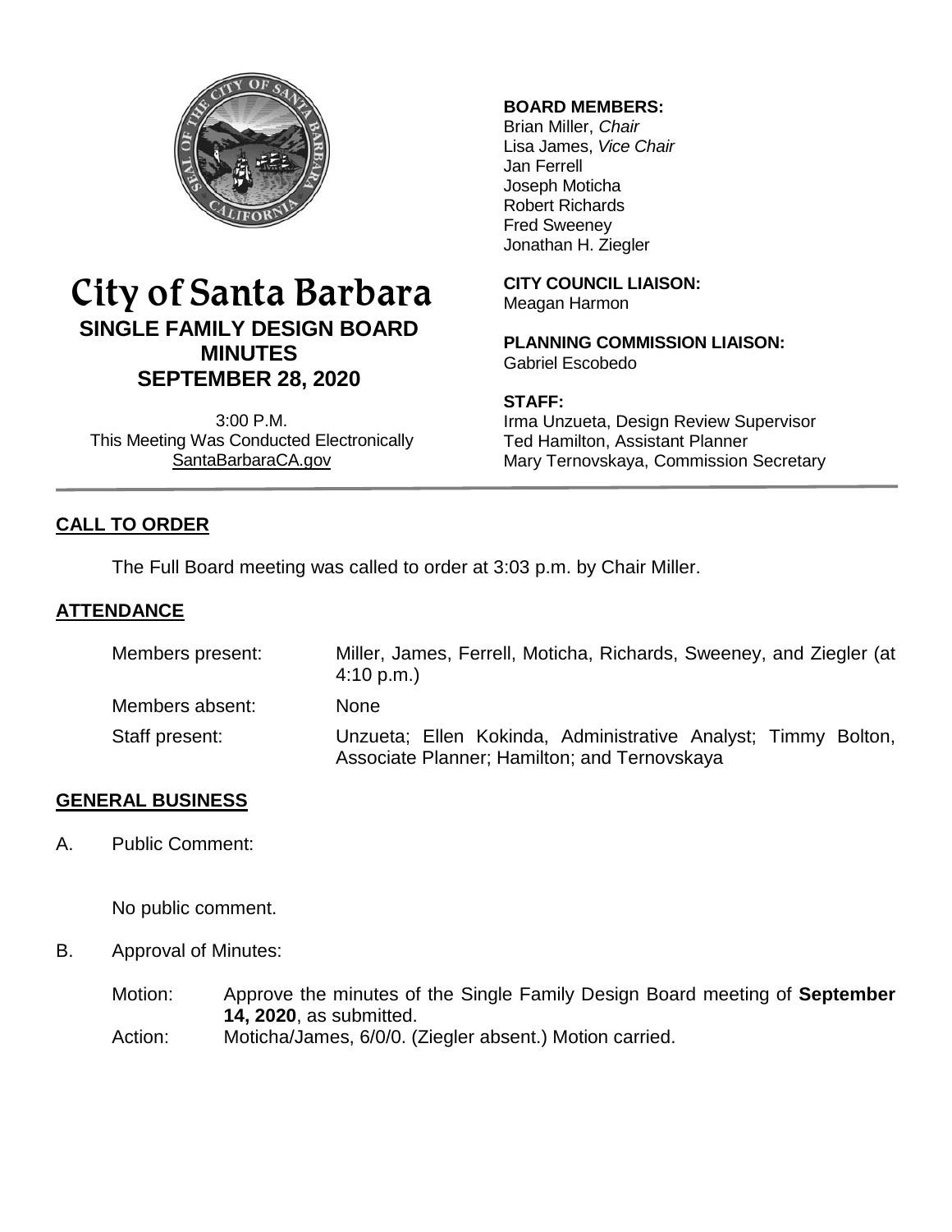# City of Santa Barbara

## SINGLE FAMILY DESIGN BOARD MINUTES

## SEPTEMBER 28, 2020

3:00 P.M.
This Meeting Was Conducted Electronically
SantaBarbaraCA.gov

**BOARD MEMBERS:**
Brian Miller, *Chair*
Lisa James, *Vice Chair*
Jan Ferrell
Joseph Moticha
Robert Richards
Fred Sweeney
Jonathan H. Ziegler

**CITY COUNCIL LIAISON:**
Meagan Harmon

**PLANNING COMMISSION LIAISON:**
Gabriel Escobedo

**STAFF:**
Irma Unzueta, Design Review Supervisor
Ted Hamilton, Assistant Planner
Mary Ternovskaya, Commission Secretary

## CALL TO ORDER

The Full Board meeting was called to order at 3:03 p.m. by Chair Miller.

## ATTENDANCE

| | |
|---|---|
| Members present: | Miller, James, Ferrell, Moticha, Richards, Sweeney, and Ziegler (at 4:10 p.m.) |
| Members absent: | None |
| Staff present: | Unzueta; Ellen Kokinda, Administrative Analyst; Timmy Bolton, Associate Planner; Hamilton; and Ternovskaya |

## GENERAL BUSINESS

A. Public Comment:

No public comment.

B. Approval of Minutes:

Motion: Approve the minutes of the Single Family Design Board meeting of **September 14, 2020**, as submitted.
Action: Moticha/James, 6/0/0. (Ziegler absent.) Motion carried.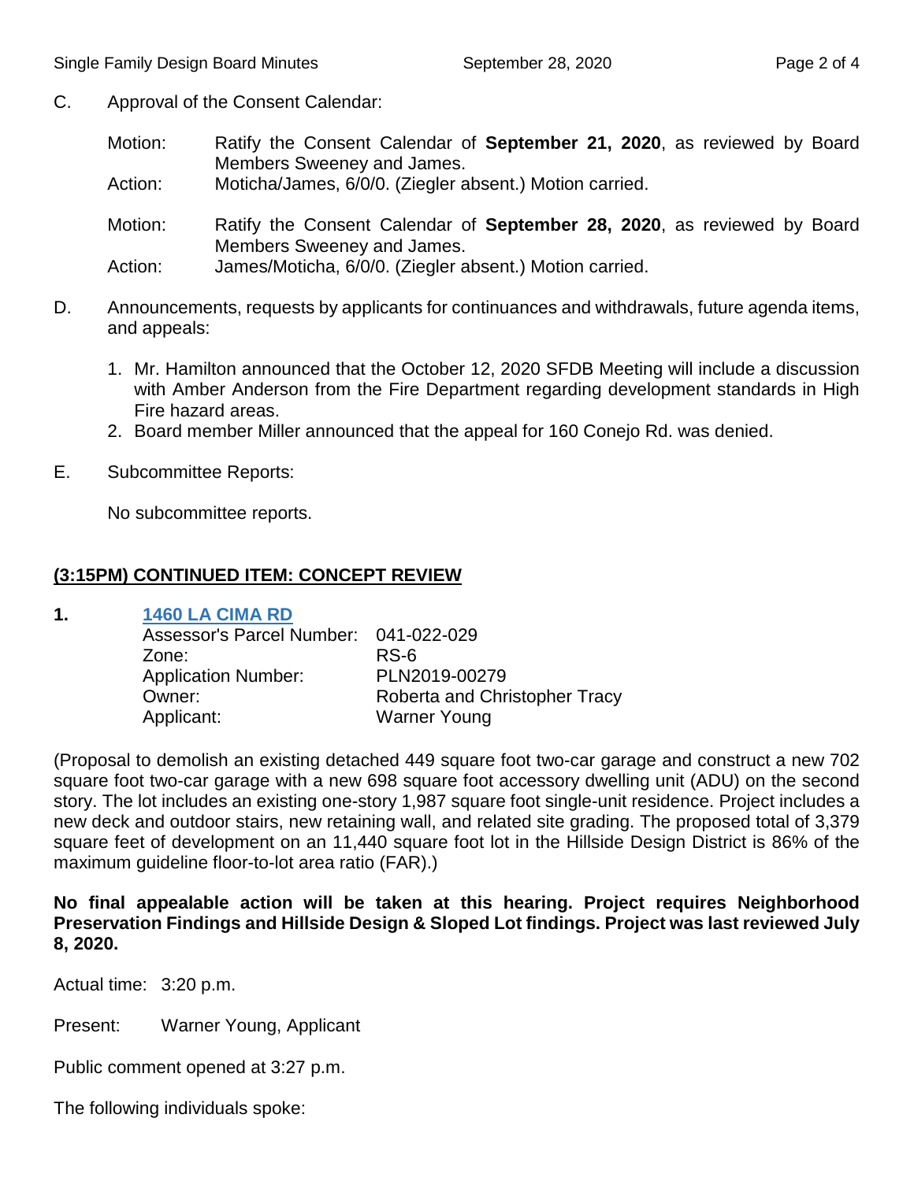C. Approval of the Consent Calendar:

Motion: Ratify the Consent Calendar of **September 21, 2020**, as reviewed by Board Members Sweeney and James.
Action: Moticha/James, 6/0/0. (Ziegler absent.) Motion carried.

Motion: Ratify the Consent Calendar of **September 28, 2020**, as reviewed by Board Members Sweeney and James.
Action: James/Moticha, 6/0/0. (Ziegler absent.) Motion carried.

D. Announcements, requests by applicants for continuances and withdrawals, future agenda items, and appeals:

1. Mr. Hamilton announced that the October 12, 2020 SFDB Meeting will include a discussion with Amber Anderson from the Fire Department regarding development standards in High Fire hazard areas.
2. Board member Miller announced that the appeal for 160 Conejo Rd. was denied.

E. Subcommittee Reports:

No subcommittee reports.

## (3:15PM) CONTINUED ITEM: CONCEPT REVIEW

**1. 1460 LA CIMA RD**

Assessor's Parcel Number: 041-022-029
Zone: RS-6
Application Number: PLN2019-00279
Owner: Roberta and Christopher Tracy
Applicant: Warner Young

(Proposal to demolish an existing detached 449 square foot two-car garage and construct a new 702 square foot two-car garage with a new 698 square foot accessory dwelling unit (ADU) on the second story. The lot includes an existing one-story 1,987 square foot single-unit residence. Project includes a new deck and outdoor stairs, new retaining wall, and related site grading. The proposed total of 3,379 square feet of development on an 11,440 square foot lot in the Hillside Design District is 86% of the maximum guideline floor-to-lot area ratio (FAR).)

**No final appealable action will be taken at this hearing. Project requires Neighborhood Preservation Findings and Hillside Design & Sloped Lot findings. Project was last reviewed July 8, 2020.**

Actual time: 3:20 p.m.

Present: Warner Young, Applicant

Public comment opened at 3:27 p.m.

The following individuals spoke: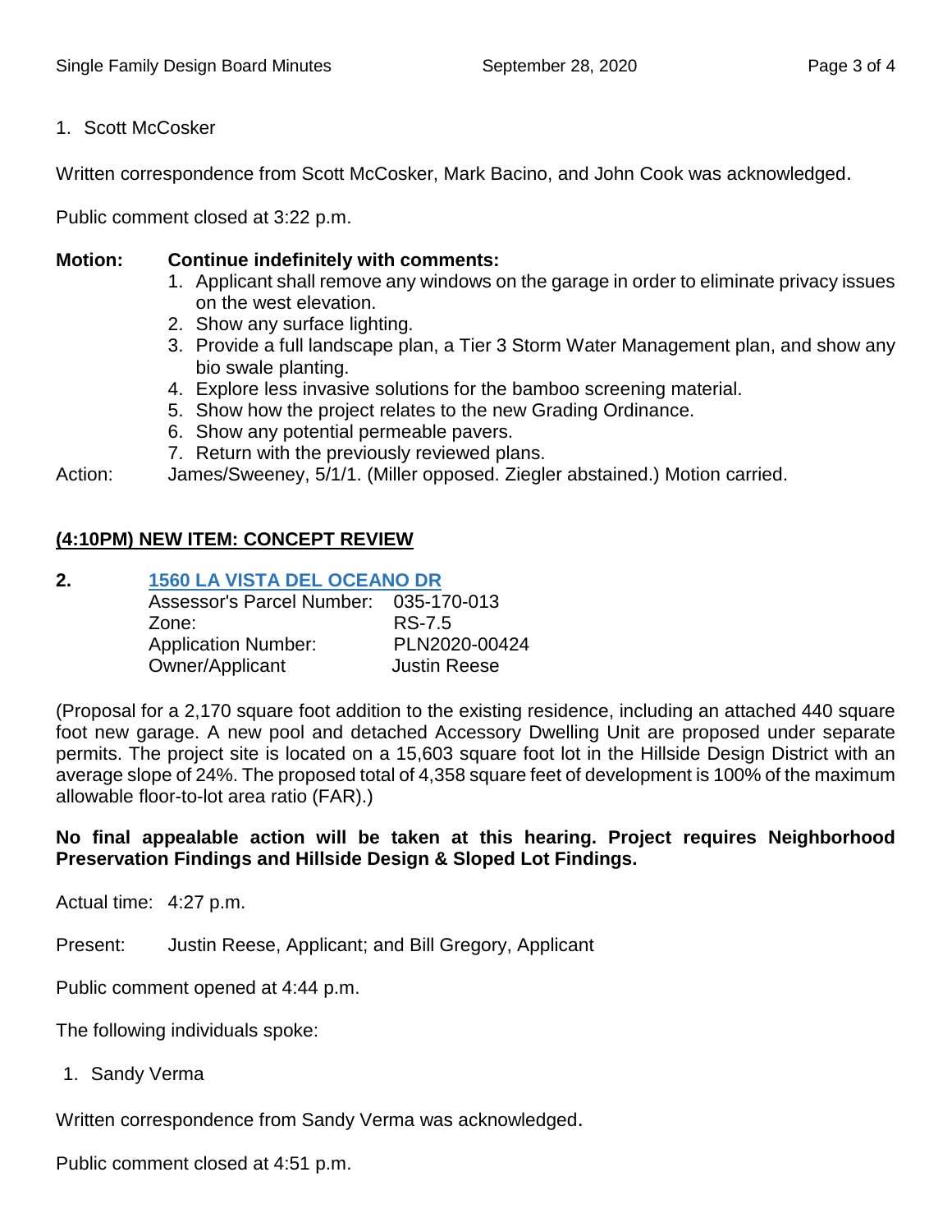1. Scott McCosker

Written correspondence from Scott McCosker, Mark Bacino, and John Cook was acknowledged.

Public comment closed at 3:22 p.m.

**Motion: Continue indefinitely with comments:**

1. Applicant shall remove any windows on the garage in order to eliminate privacy issues on the west elevation.
2. Show any surface lighting.
3. Provide a full landscape plan, a Tier 3 Storm Water Management plan, and show any bio swale planting.
4. Explore less invasive solutions for the bamboo screening material.
5. Show how the project relates to the new Grading Ordinance.
6. Show any potential permeable pavers.
7. Return with the previously reviewed plans.

Action: James/Sweeney, 5/1/1. (Miller opposed. Ziegler abstained.) Motion carried.

## (4:10PM) NEW ITEM: CONCEPT REVIEW

**2. 1560 LA VISTA DEL OCEANO DR**

Assessor's Parcel Number: 035-170-013
Zone: RS-7.5
Application Number: PLN2020-00424
Owner/Applicant Justin Reese

(Proposal for a 2,170 square foot addition to the existing residence, including an attached 440 square foot new garage. A new pool and detached Accessory Dwelling Unit are proposed under separate permits. The project site is located on a 15,603 square foot lot in the Hillside Design District with an average slope of 24%. The proposed total of 4,358 square feet of development is 100% of the maximum allowable floor-to-lot area ratio (FAR).)

**No final appealable action will be taken at this hearing. Project requires Neighborhood Preservation Findings and Hillside Design & Sloped Lot Findings.**

Actual time: 4:27 p.m.

Present: Justin Reese, Applicant; and Bill Gregory, Applicant

Public comment opened at 4:44 p.m.

The following individuals spoke:

1. Sandy Verma

Written correspondence from Sandy Verma was acknowledged.

Public comment closed at 4:51 p.m.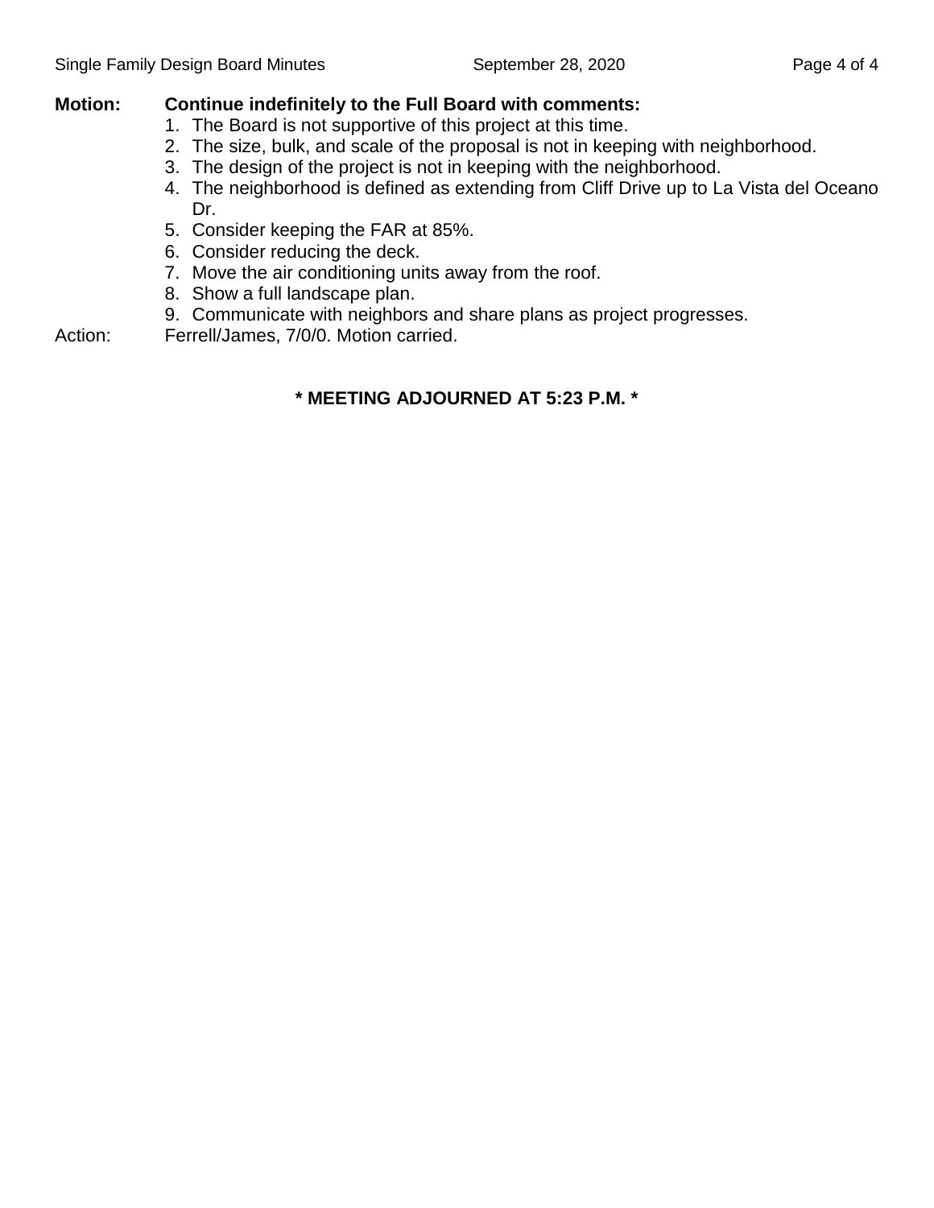**Motion: Continue indefinitely to the Full Board with comments:**

1. The Board is not supportive of this project at this time.
2. The size, bulk, and scale of the proposal is not in keeping with neighborhood.
3. The design of the project is not in keeping with the neighborhood.
4. The neighborhood is defined as extending from Cliff Drive up to La Vista del Oceano Dr.
5. Consider keeping the FAR at 85%.
6. Consider reducing the deck.
7. Move the air conditioning units away from the roof.
8. Show a full landscape plan.
9. Communicate with neighbors and share plans as project progresses.

Action: Ferrell/James, 7/0/0. Motion carried.

**\* MEETING ADJOURNED AT 5:23 P.M. \***